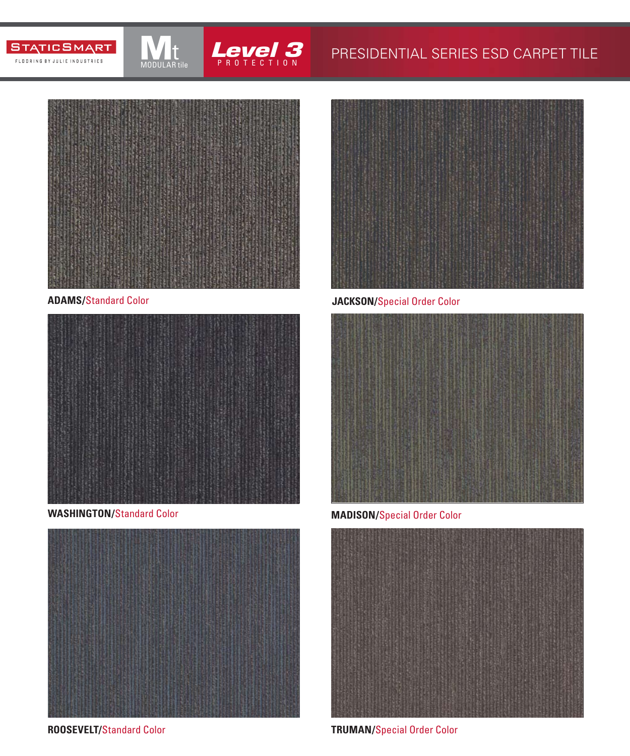STATICSMART FLOORING BY JULIE INDUSTRIES

Mt MODULAR tile

Level 3 PROTECTION

# PRESIDENTIAL SERIES ESD CARPET TILE

**ADAMS/**Standard Color

**JACKSON/**Special Order Color

**WASHINGTON/**Standard Color

**MADISON/**Special Order Color

**ROOSEVELT/**Standard Color

**TRUMAN/**Special Order Color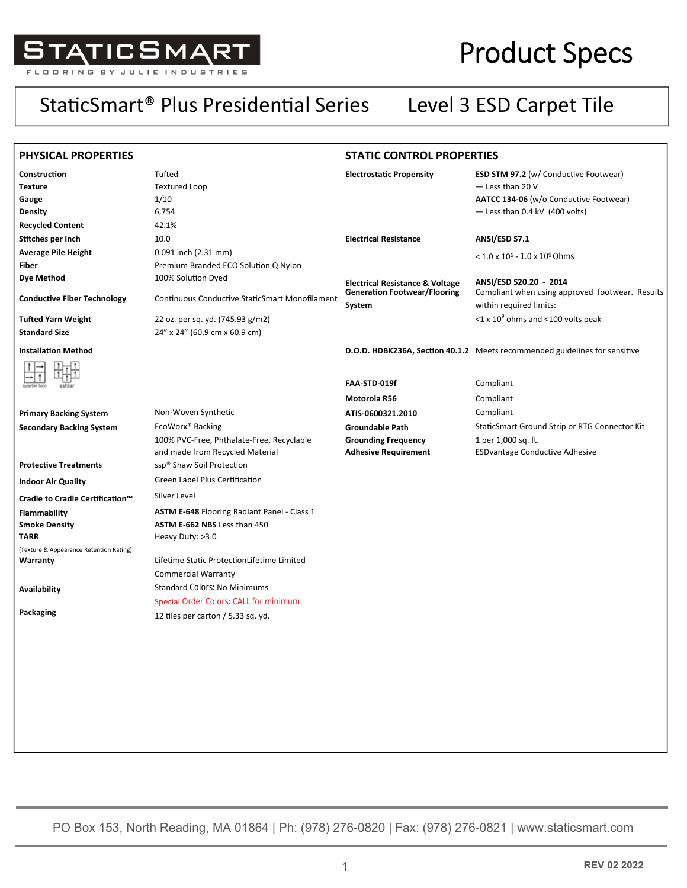# Product Specs

## StaticSmart® Plus Presidential Series — Level 3 ESD Carpet Tile

### PHYSICAL PROPERTIES

| | |
|---|---|
| **Construction** | Tufted |
| **Texture** | Textured Loop |
| **Gauge** | 1/10 |
| **Density** | 6,754 |
| **Recycled Content** | 42.1% |
| **Stitches per Inch** | 10.0 |
| **Average Pile Height** | 0.091 inch (2.31 mm) |
| **Fiber** | Premium Branded ECO Solution Q Nylon |
| **Dye Method** | 100% Solution Dyed |
| **Conductive Fiber Technology** | Continuous Conductive StaticSmart Monofilament |
| **Tufted Yarn Weight** | 22 oz. per sq. yd. (745.93 g/m2) |
| **Standard Size** | 24" x 24" (60.9 cm x 60.9 cm) |
| **Installation Method** | quarter turn, ashlar |
| **Primary Backing System** | Non-Woven Synthetic |
| **Secondary Backing System** | EcoWorx® Backing<br>100% PVC-Free, Phthalate-Free, Recyclable and made from Recycled Material |
| **Protective Treatments** | ssp® Shaw Soil Protection |
| **Indoor Air Quality** | Green Label Plus Certification |
| **Cradle to Cradle Certification™** | Silver Level |
| **Flammability** | **ASTM E-648** Flooring Radiant Panel - Class 1 |
| **Smoke Density** | **ASTM E-662 NBS** Less than 450 |
| **TARR** (Texture & Appearance Retention Rating) | Heavy Duty: >3.0 |
| **Warranty** | Lifetime Static ProtectionLifetime Limited Commercial Warranty |
| **Availability** | Standard Colors: No Minimums<br>Special Order Colors: CALL for minimum |
| **Packaging** | 12 tiles per carton / 5.33 sq. yd. |

### STATIC CONTROL PROPERTIES

| | |
|---|---|
| **Electrostatic Propensity** | **ESD STM 97.2** (w/ Conductive Footwear) — Less than 20 V<br>**AATCC 134-06** (w/o Conductive Footwear) — Less than 0.4 kV (400 volts) |
| **Electrical Resistance** | **ANSI/ESD S7.1**<br>< $1.0 \times 10^6$ - $1.0 \times 10^9$ Ohms |
| **Electrical Resistance & Voltage Generation Footwear/Flooring System** | **ANSI/ESD S20.20 - 2014**<br>Compliant when using approved footwear. Results within required limits:<br>< $1 \times 10^9$ ohms and <100 volts peak |
| **D.O.D. HDBK236A, Section 40.1.2** | Meets recommended guidelines for sensitive |
| **FAA-STD-019f** | Compliant |
| **Motorola R56** | Compliant |
| **ATIS-0600321.2010** | Compliant |
| **Groundable Path** | StaticSmart Ground Strip or RTG Connector Kit |
| **Grounding Frequency** | 1 per 1,000 sq. ft. |
| **Adhesive Requirement** | ESDvantage Conductive Adhesive |

PO Box 153, North Reading, MA 01864 | Ph: (978) 276-0820 | Fax: (978) 276-0821 | www.staticsmart.com

REV 02 2022